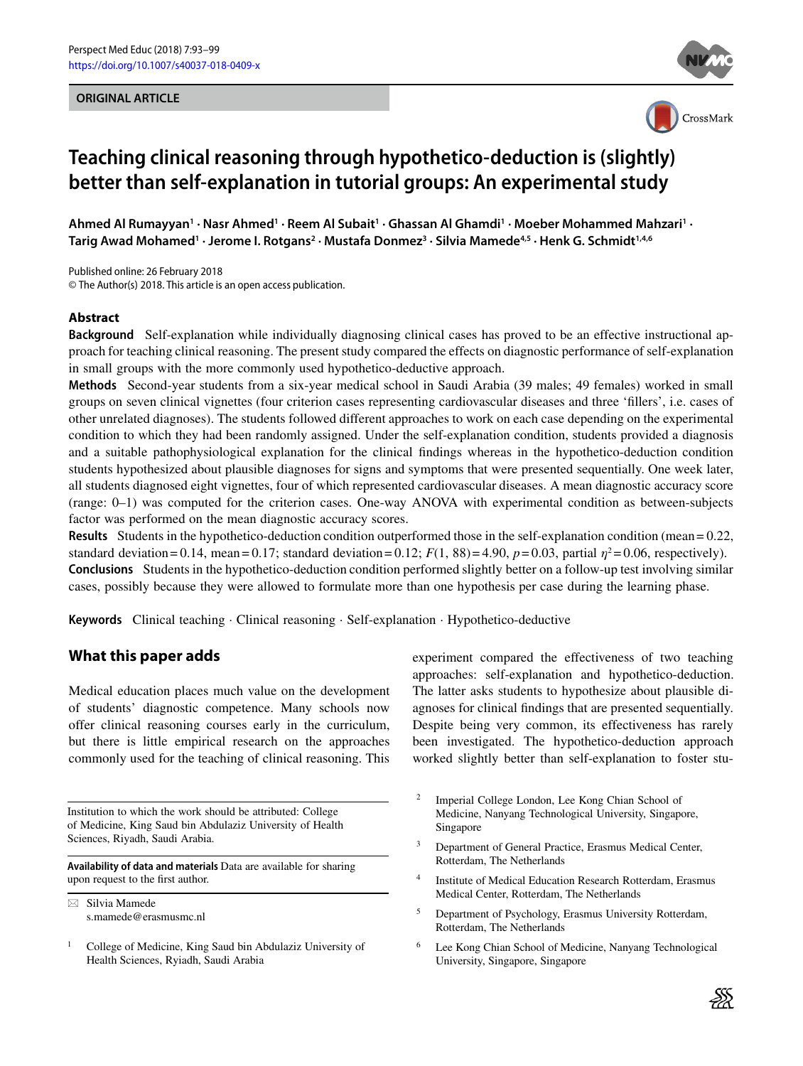ORIGINAL ARTICLE

# Teaching clinical reasoning through hypothetico-deduction is (slightly) better than self-explanation in tutorial groups: An experimental study

**Ahmed Al Rumayyan[1] · Nasr Ahmed[1] · Reem Al Subait[1] · Ghassan Al Ghamdi[1] · Moeber Mohammed Mahzari[1] · Tarig Awad Mohamed[1] · Jerome I. Rotgans[2] · Mustafa Donmez[3] · Silvia Mamede[4,5] · Henk G. Schmidt[1,4,6]**

Published online: 26 February 2018
© The Author(s) 2018. This article is an open access publication.

## Abstract

**Background** Self-explanation while individually diagnosing clinical cases has proved to be an effective instructional approach for teaching clinical reasoning. The present study compared the effects on diagnostic performance of self-explanation in small groups with the more commonly used hypothetico-deductive approach.

**Methods** Second-year students from a six-year medical school in Saudi Arabia (39 males; 49 females) worked in small groups on seven clinical vignettes (four criterion cases representing cardiovascular diseases and three 'fillers', i.e. cases of other unrelated diagnoses). The students followed different approaches to work on each case depending on the experimental condition to which they had been randomly assigned. Under the self-explanation condition, students provided a diagnosis and a suitable pathophysiological explanation for the clinical findings whereas in the hypothetico-deduction condition students hypothesized about plausible diagnoses for signs and symptoms that were presented sequentially. One week later, all students diagnosed eight vignettes, four of which represented cardiovascular diseases. A mean diagnostic accuracy score (range: 0–1) was computed for the criterion cases. One-way ANOVA with experimental condition as between-subjects factor was performed on the mean diagnostic accuracy scores.

**Results** Students in the hypothetico-deduction condition outperformed those in the self-explanation condition (mean = 0.22, standard deviation = 0.14, mean = 0.17; standard deviation = 0.12; $F(1, 88) = 4.90$, $p = 0.03$, partial $\eta^2 = 0.06$, respectively).

**Conclusions** Students in the hypothetico-deduction condition performed slightly better on a follow-up test involving similar cases, possibly because they were allowed to formulate more than one hypothesis per case during the learning phase.

**Keywords** Clinical teaching · Clinical reasoning · Self-explanation · Hypothetico-deductive

## What this paper adds

Medical education places much value on the development of students' diagnostic competence. Many schools now offer clinical reasoning courses early in the curriculum, but there is little empirical research on the approaches commonly used for the teaching of clinical reasoning. This experiment compared the effectiveness of two teaching approaches: self-explanation and hypothetico-deduction. The latter asks students to hypothesize about plausible diagnoses for clinical findings that are presented sequentially. Despite being very common, its effectiveness has rarely been investigated. The hypothetico-deduction approach worked slightly better than self-explanation to foster stu-

Institution to which the work should be attributed: College of Medicine, King Saud bin Abdulaziz University of Health Sciences, Riyadh, Saudi Arabia.

**Availability of data and materials** Data are available for sharing upon request to the first author.

✉ Silvia Mamede
s.mamede@erasmusmc.nl

[1] College of Medicine, King Saud bin Abdulaziz University of Health Sciences, Ryiadh, Saudi Arabia

[2] Imperial College London, Lee Kong Chian School of Medicine, Nanyang Technological University, Singapore, Singapore

[3] Department of General Practice, Erasmus Medical Center, Rotterdam, The Netherlands

[4] Institute of Medical Education Research Rotterdam, Erasmus Medical Center, Rotterdam, The Netherlands

[5] Department of Psychology, Erasmus University Rotterdam, Rotterdam, The Netherlands

[6] Lee Kong Chian School of Medicine, Nanyang Technological University, Singapore, Singapore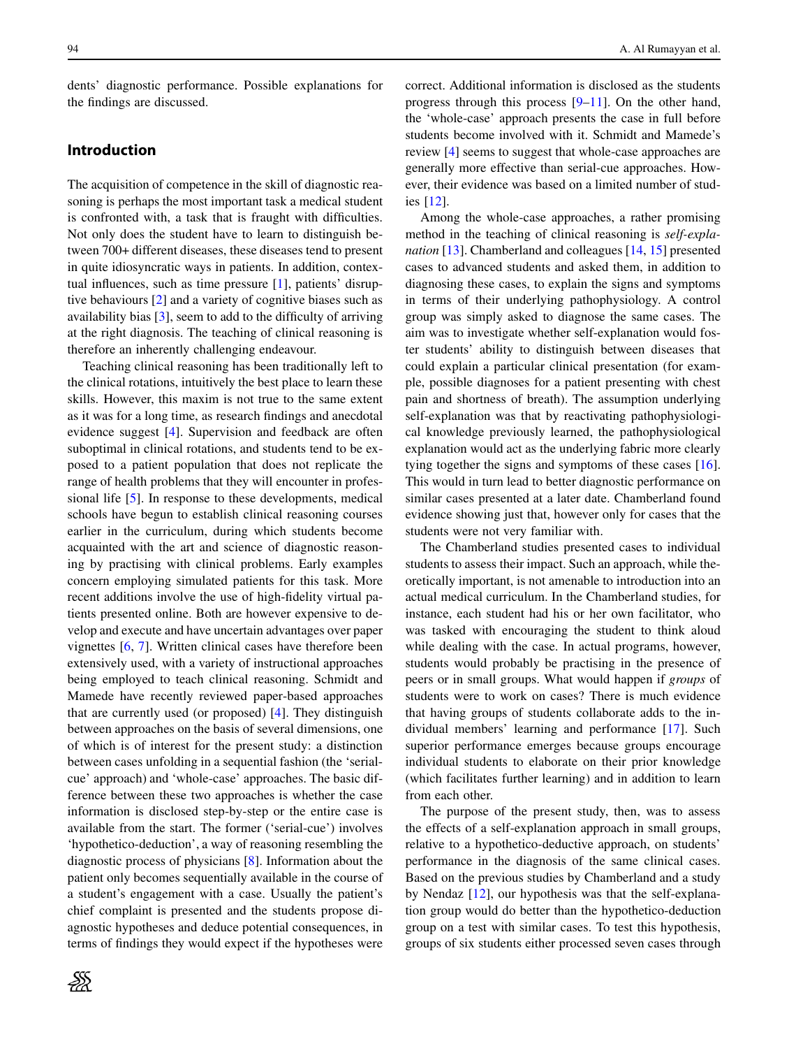dents' diagnostic performance. Possible explanations for the findings are discussed.

## Introduction

The acquisition of competence in the skill of diagnostic reasoning is perhaps the most important task a medical student is confronted with, a task that is fraught with difficulties. Not only does the student have to learn to distinguish between 700+ different diseases, these diseases tend to present in quite idiosyncratic ways in patients. In addition, contextual influences, such as time pressure [1], patients' disruptive behaviours [2] and a variety of cognitive biases such as availability bias [3], seem to add to the difficulty of arriving at the right diagnosis. The teaching of clinical reasoning is therefore an inherently challenging endeavour.

Teaching clinical reasoning has been traditionally left to the clinical rotations, intuitively the best place to learn these skills. However, this maxim is not true to the same extent as it was for a long time, as research findings and anecdotal evidence suggest [4]. Supervision and feedback are often suboptimal in clinical rotations, and students tend to be exposed to a patient population that does not replicate the range of health problems that they will encounter in professional life [5]. In response to these developments, medical schools have begun to establish clinical reasoning courses earlier in the curriculum, during which students become acquainted with the art and science of diagnostic reasoning by practising with clinical problems. Early examples concern employing simulated patients for this task. More recent additions involve the use of high-fidelity virtual patients presented online. Both are however expensive to develop and execute and have uncertain advantages over paper vignettes [6, 7]. Written clinical cases have therefore been extensively used, with a variety of instructional approaches being employed to teach clinical reasoning. Schmidt and Mamede have recently reviewed paper-based approaches that are currently used (or proposed) [4]. They distinguish between approaches on the basis of several dimensions, one of which is of interest for the present study: a distinction between cases unfolding in a sequential fashion (the 'serial-cue' approach) and 'whole-case' approaches. The basic difference between these two approaches is whether the case information is disclosed step-by-step or the entire case is available from the start. The former ('serial-cue') involves 'hypothetico-deduction', a way of reasoning resembling the diagnostic process of physicians [8]. Information about the patient only becomes sequentially available in the course of a student's engagement with a case. Usually the patient's chief complaint is presented and the students propose diagnostic hypotheses and deduce potential consequences, in terms of findings they would expect if the hypotheses were correct. Additional information is disclosed as the students progress through this process [9–11]. On the other hand, the 'whole-case' approach presents the case in full before students become involved with it. Schmidt and Mamede's review [4] seems to suggest that whole-case approaches are generally more effective than serial-cue approaches. However, their evidence was based on a limited number of studies [12].

Among the whole-case approaches, a rather promising method in the teaching of clinical reasoning is *self-explanation* [13]. Chamberland and colleagues [14, 15] presented cases to advanced students and asked them, in addition to diagnosing these cases, to explain the signs and symptoms in terms of their underlying pathophysiology. A control group was simply asked to diagnose the same cases. The aim was to investigate whether self-explanation would foster students' ability to distinguish between diseases that could explain a particular clinical presentation (for example, possible diagnoses for a patient presenting with chest pain and shortness of breath). The assumption underlying self-explanation was that by reactivating pathophysiological knowledge previously learned, the pathophysiological explanation would act as the underlying fabric more clearly tying together the signs and symptoms of these cases [16]. This would in turn lead to better diagnostic performance on similar cases presented at a later date. Chamberland found evidence showing just that, however only for cases that the students were not very familiar with.

The Chamberland studies presented cases to individual students to assess their impact. Such an approach, while theoretically important, is not amenable to introduction into an actual medical curriculum. In the Chamberland studies, for instance, each student had his or her own facilitator, who was tasked with encouraging the student to think aloud while dealing with the case. In actual programs, however, students would probably be practising in the presence of peers or in small groups. What would happen if *groups* of students were to work on cases? There is much evidence that having groups of students collaborate adds to the individual members' learning and performance [17]. Such superior performance emerges because groups encourage individual students to elaborate on their prior knowledge (which facilitates further learning) and in addition to learn from each other.

The purpose of the present study, then, was to assess the effects of a self-explanation approach in small groups, relative to a hypothetico-deductive approach, on students' performance in the diagnosis of the same clinical cases. Based on the previous studies by Chamberland and a study by Nendaz [12], our hypothesis was that the self-explanation group would do better than the hypothetico-deduction group on a test with similar cases. To test this hypothesis, groups of six students either processed seven cases through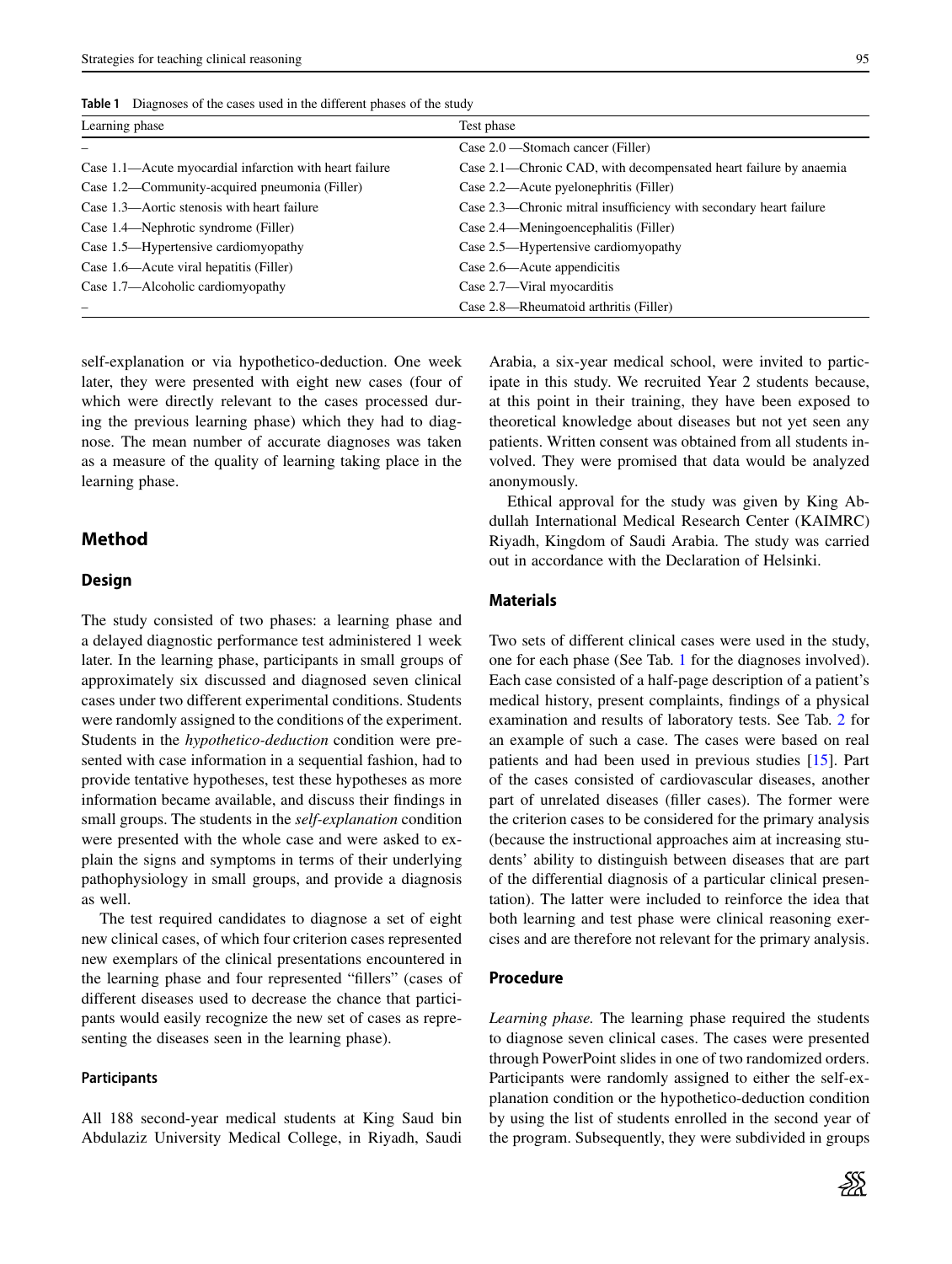**Table 1** Diagnoses of the cases used in the different phases of the study

| Learning phase | Test phase |
|---|---|
| – | Case 2.0 —Stomach cancer (Filler) |
| Case 1.1—Acute myocardial infarction with heart failure | Case 2.1—Chronic CAD, with decompensated heart failure by anaemia |
| Case 1.2—Community-acquired pneumonia (Filler) | Case 2.2—Acute pyelonephritis (Filler) |
| Case 1.3—Aortic stenosis with heart failure | Case 2.3—Chronic mitral insufficiency with secondary heart failure |
| Case 1.4—Nephrotic syndrome (Filler) | Case 2.4—Meningoencephalitis (Filler) |
| Case 1.5—Hypertensive cardiomyopathy | Case 2.5—Hypertensive cardiomyopathy |
| Case 1.6—Acute viral hepatitis (Filler) | Case 2.6—Acute appendicitis |
| Case 1.7—Alcoholic cardiomyopathy | Case 2.7—Viral myocarditis |
| – | Case 2.8—Rheumatoid arthritis (Filler) |

self-explanation or via hypothetico-deduction. One week later, they were presented with eight new cases (four of which were directly relevant to the cases processed during the previous learning phase) which they had to diagnose. The mean number of accurate diagnoses was taken as a measure of the quality of learning taking place in the learning phase.

## Method

### Design

The study consisted of two phases: a learning phase and a delayed diagnostic performance test administered 1 week later. In the learning phase, participants in small groups of approximately six discussed and diagnosed seven clinical cases under two different experimental conditions. Students were randomly assigned to the conditions of the experiment. Students in the *hypothetico-deduction* condition were presented with case information in a sequential fashion, had to provide tentative hypotheses, test these hypotheses as more information became available, and discuss their findings in small groups. The students in the *self-explanation* condition were presented with the whole case and were asked to explain the signs and symptoms in terms of their underlying pathophysiology in small groups, and provide a diagnosis as well.

The test required candidates to diagnose a set of eight new clinical cases, of which four criterion cases represented new exemplars of the clinical presentations encountered in the learning phase and four represented "fillers" (cases of different diseases used to decrease the chance that participants would easily recognize the new set of cases as representing the diseases seen in the learning phase).

#### Participants

All 188 second-year medical students at King Saud bin Abdulaziz University Medical College, in Riyadh, Saudi Arabia, a six-year medical school, were invited to participate in this study. We recruited Year 2 students because, at this point in their training, they have been exposed to theoretical knowledge about diseases but not yet seen any patients. Written consent was obtained from all students involved. They were promised that data would be analyzed anonymously.

Ethical approval for the study was given by King Abdullah International Medical Research Center (KAIMRC) Riyadh, Kingdom of Saudi Arabia. The study was carried out in accordance with the Declaration of Helsinki.

### Materials

Two sets of different clinical cases were used in the study, one for each phase (See Tab. 1 for the diagnoses involved). Each case consisted of a half-page description of a patient's medical history, present complaints, findings of a physical examination and results of laboratory tests. See Tab. 2 for an example of such a case. The cases were based on real patients and had been used in previous studies [15]. Part of the cases consisted of cardiovascular diseases, another part of unrelated diseases (filler cases). The former were the criterion cases to be considered for the primary analysis (because the instructional approaches aim at increasing students' ability to distinguish between diseases that are part of the differential diagnosis of a particular clinical presentation). The latter were included to reinforce the idea that both learning and test phase were clinical reasoning exercises and are therefore not relevant for the primary analysis.

### Procedure

*Learning phase.* The learning phase required the students to diagnose seven clinical cases. The cases were presented through PowerPoint slides in one of two randomized orders. Participants were randomly assigned to either the self-explanation condition or the hypothetico-deduction condition by using the list of students enrolled in the second year of the program. Subsequently, they were subdivided in groups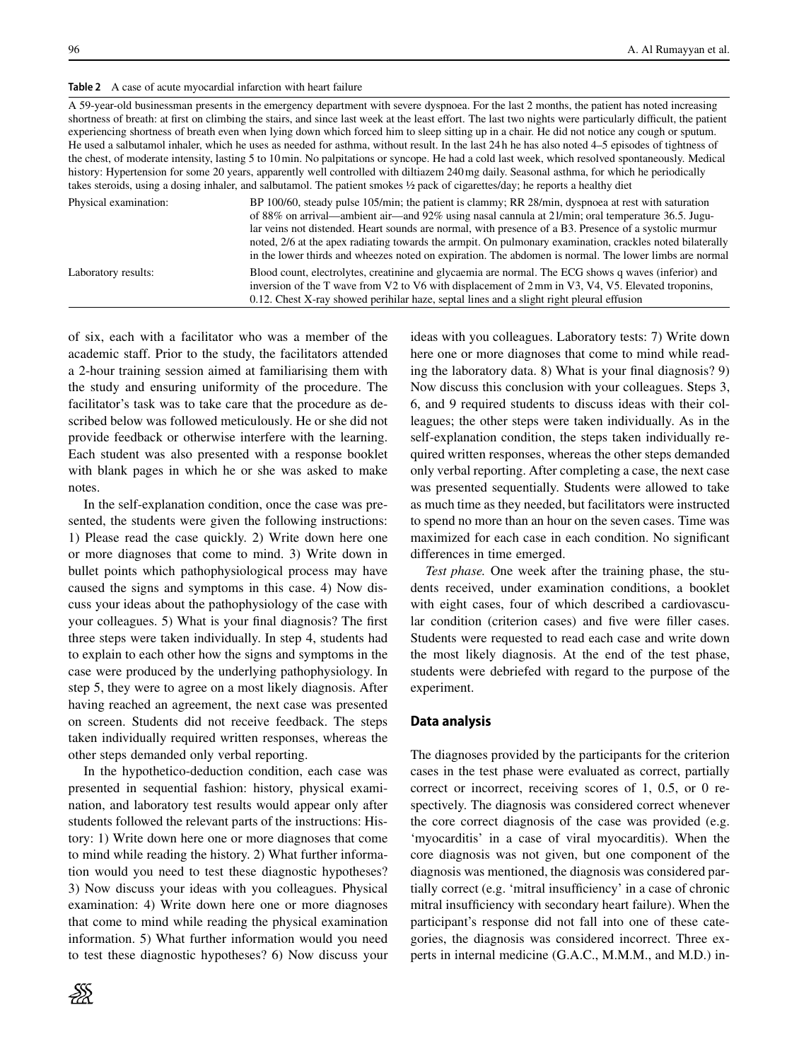**Table 2** A case of acute myocardial infarction with heart failure

| A 59-year-old businessman presents in the emergency department with severe dyspnoea. For the last 2 months, the patient has noted increasing shortness of breath: at first on climbing the stairs, and since last week at the least effort. The last two nights were particularly difficult, the patient experiencing shortness of breath even when lying down which forced him to sleep sitting up in a chair. He did not notice any cough or sputum. He used a salbutamol inhaler, which he uses as needed for asthma, without result. In the last 24 h he has also noted 4–5 episodes of tightness of the chest, of moderate intensity, lasting 5 to 10 min. No palpitations or syncope. He had a cold last week, which resolved spontaneously. Medical history: Hypertension for some 20 years, apparently well controlled with diltiazem 240 mg daily. Seasonal asthma, for which he periodically takes steroids, using a dosing inhaler, and salbutamol. The patient smokes ½ pack of cigarettes/day; he reports a healthy diet | |
|---|---|
| Physical examination: | BP 100/60, steady pulse 105/min; the patient is clammy; RR 28/min, dyspnoea at rest with saturation of 88% on arrival—ambient air—and 92% using nasal cannula at 2 l/min; oral temperature 36.5. Jugular veins not distended. Heart sounds are normal, with presence of a B3. Presence of a systolic murmur noted, 2/6 at the apex radiating towards the armpit. On pulmonary examination, crackles noted bilaterally in the lower thirds and wheezes noted on expiration. The abdomen is normal. The lower limbs are normal |
| Laboratory results: | Blood count, electrolytes, creatinine and glycaemia are normal. The ECG shows q waves (inferior) and inversion of the T wave from V2 to V6 with displacement of 2 mm in V3, V4, V5. Elevated troponins, 0.12. Chest X-ray showed perihilar haze, septal lines and a slight right pleural effusion |

of six, each with a facilitator who was a member of the academic staff. Prior to the study, the facilitators attended a 2-hour training session aimed at familiarising them with the study and ensuring uniformity of the procedure. The facilitator's task was to take care that the procedure as described below was followed meticulously. He or she did not provide feedback or otherwise interfere with the learning. Each student was also presented with a response booklet with blank pages in which he or she was asked to make notes.

In the self-explanation condition, once the case was presented, the students were given the following instructions: 1) Please read the case quickly. 2) Write down here one or more diagnoses that come to mind. 3) Write down in bullet points which pathophysiological process may have caused the signs and symptoms in this case. 4) Now discuss your ideas about the pathophysiology of the case with your colleagues. 5) What is your final diagnosis? The first three steps were taken individually. In step 4, students had to explain to each other how the signs and symptoms in the case were produced by the underlying pathophysiology. In step 5, they were to agree on a most likely diagnosis. After having reached an agreement, the next case was presented on screen. Students did not receive feedback. The steps taken individually required written responses, whereas the other steps demanded only verbal reporting.

In the hypothetico-deduction condition, each case was presented in sequential fashion: history, physical examination, and laboratory test results would appear only after students followed the relevant parts of the instructions: History: 1) Write down here one or more diagnoses that come to mind while reading the history. 2) What further information would you need to test these diagnostic hypotheses? 3) Now discuss your ideas with you colleagues. Physical examination: 4) Write down here one or more diagnoses that come to mind while reading the physical examination information. 5) What further information would you need to test these diagnostic hypotheses? 6) Now discuss your ideas with you colleagues. Laboratory tests: 7) Write down here one or more diagnoses that come to mind while reading the laboratory data. 8) What is your final diagnosis? 9) Now discuss this conclusion with your colleagues. Steps 3, 6, and 9 required students to discuss ideas with their colleagues; the other steps were taken individually. As in the self-explanation condition, the steps taken individually required written responses, whereas the other steps demanded only verbal reporting. After completing a case, the next case was presented sequentially. Students were allowed to take as much time as they needed, but facilitators were instructed to spend no more than an hour on the seven cases. Time was maximized for each case in each condition. No significant differences in time emerged.

*Test phase.* One week after the training phase, the students received, under examination conditions, a booklet with eight cases, four of which described a cardiovascular condition (criterion cases) and five were filler cases. Students were requested to read each case and write down the most likely diagnosis. At the end of the test phase, students were debriefed with regard to the purpose of the experiment.

### Data analysis

The diagnoses provided by the participants for the criterion cases in the test phase were evaluated as correct, partially correct or incorrect, receiving scores of 1, 0.5, or 0 respectively. The diagnosis was considered correct whenever the core correct diagnosis of the case was provided (e.g. 'myocarditis' in a case of viral myocarditis). When the core diagnosis was not given, but one component of the diagnosis was mentioned, the diagnosis was considered partially correct (e.g. 'mitral insufficiency' in a case of chronic mitral insufficiency with secondary heart failure). When the participant's response did not fall into one of these categories, the diagnosis was considered incorrect. Three experts in internal medicine (G.A.C., M.M.M., and M.D.) in-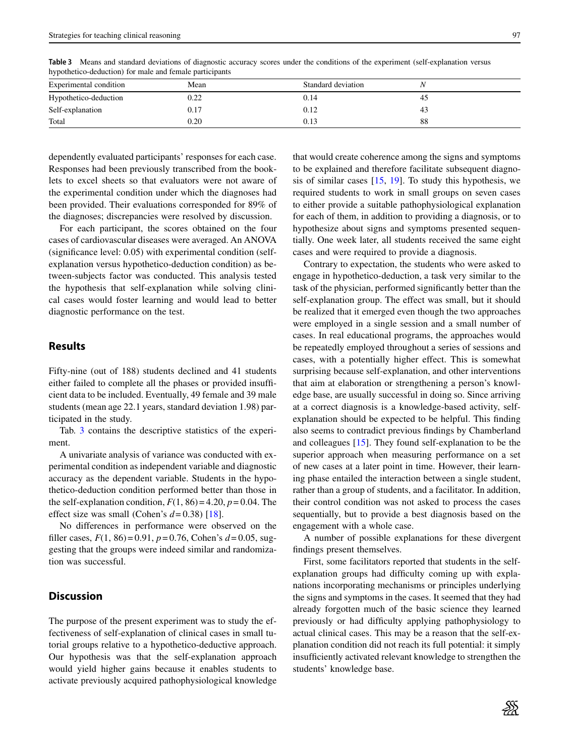**Table 3** Means and standard deviations of diagnostic accuracy scores under the conditions of the experiment (self-explanation versus hypothetico-deduction) for male and female participants

| Experimental condition | Mean | Standard deviation | *N* |
|---|---|---|---|
| Hypothetico-deduction | 0.22 | 0.14 | 45 |
| Self-explanation | 0.17 | 0.12 | 43 |
| Total | 0.20 | 0.13 | 88 |

dependently evaluated participants' responses for each case. Responses had been previously transcribed from the booklets to excel sheets so that evaluators were not aware of the experimental condition under which the diagnoses had been provided. Their evaluations corresponded for 89% of the diagnoses; discrepancies were resolved by discussion.

For each participant, the scores obtained on the four cases of cardiovascular diseases were averaged. An ANOVA (significance level: 0.05) with experimental condition (self-explanation versus hypothetico-deduction condition) as between-subjects factor was conducted. This analysis tested the hypothesis that self-explanation while solving clinical cases would foster learning and would lead to better diagnostic performance on the test.

## Results

Fifty-nine (out of 188) students declined and 41 students either failed to complete all the phases or provided insufficient data to be included. Eventually, 49 female and 39 male students (mean age 22.1 years, standard deviation 1.98) participated in the study.

Tab. 3 contains the descriptive statistics of the experiment.

A univariate analysis of variance was conducted with experimental condition as independent variable and diagnostic accuracy as the dependent variable. Students in the hypothetico-deduction condition performed better than those in the self-explanation condition, $F(1, 86) = 4.20$, $p = 0.04$. The effect size was small (Cohen's $d = 0.38$) [18].

No differences in performance were observed on the filler cases, $F(1, 86) = 0.91$, $p = 0.76$, Cohen's $d = 0.05$, suggesting that the groups were indeed similar and randomization was successful.

## Discussion

The purpose of the present experiment was to study the effectiveness of self-explanation of clinical cases in small tutorial groups relative to a hypothetico-deductive approach. Our hypothesis was that the self-explanation approach would yield higher gains because it enables students to activate previously acquired pathophysiological knowledge that would create coherence among the signs and symptoms to be explained and therefore facilitate subsequent diagnosis of similar cases [15, 19]. To study this hypothesis, we required students to work in small groups on seven cases to either provide a suitable pathophysiological explanation for each of them, in addition to providing a diagnosis, or to hypothesize about signs and symptoms presented sequentially. One week later, all students received the same eight cases and were required to provide a diagnosis.

Contrary to expectation, the students who were asked to engage in hypothetico-deduction, a task very similar to the task of the physician, performed significantly better than the self-explanation group. The effect was small, but it should be realized that it emerged even though the two approaches were employed in a single session and a small number of cases. In real educational programs, the approaches would be repeatedly employed throughout a series of sessions and cases, with a potentially higher effect. This is somewhat surprising because self-explanation, and other interventions that aim at elaboration or strengthening a person's knowledge base, are usually successful in doing so. Since arriving at a correct diagnosis is a knowledge-based activity, self-explanation should be expected to be helpful. This finding also seems to contradict previous findings by Chamberland and colleagues [15]. They found self-explanation to be the superior approach when measuring performance on a set of new cases at a later point in time. However, their learning phase entailed the interaction between a single student, rather than a group of students, and a facilitator. In addition, their control condition was not asked to process the cases sequentially, but to provide a best diagnosis based on the engagement with a whole case.

A number of possible explanations for these divergent findings present themselves.

First, some facilitators reported that students in the self-explanation groups had difficulty coming up with explanations incorporating mechanisms or principles underlying the signs and symptoms in the cases. It seemed that they had already forgotten much of the basic science they learned previously or had difficulty applying pathophysiology to actual clinical cases. This may be a reason that the self-explanation condition did not reach its full potential: it simply insufficiently activated relevant knowledge to strengthen the students' knowledge base.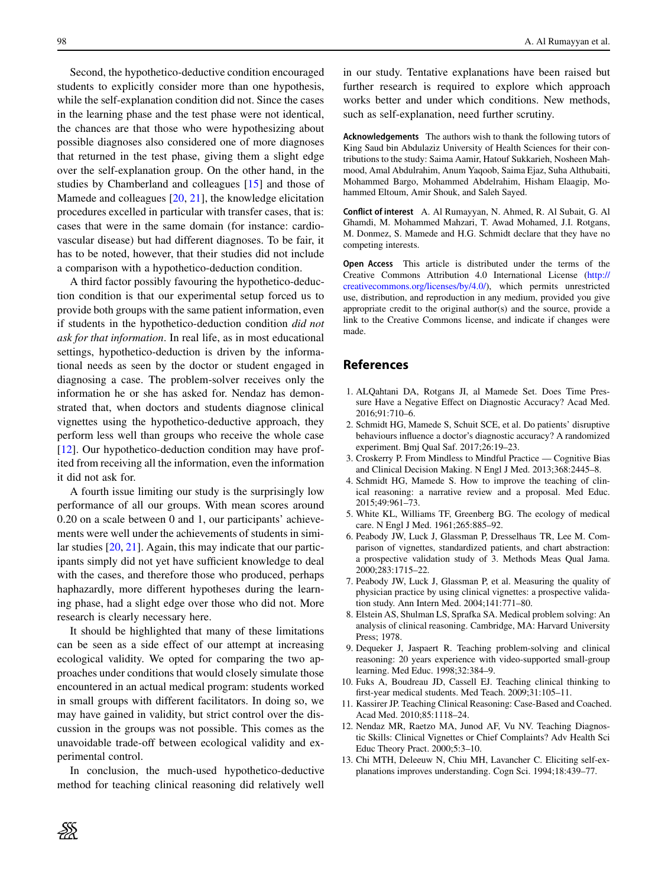Second, the hypothetico-deductive condition encouraged students to explicitly consider more than one hypothesis, while the self-explanation condition did not. Since the cases in the learning phase and the test phase were not identical, the chances are that those who were hypothesizing about possible diagnoses also considered one of more diagnoses that returned in the test phase, giving them a slight edge over the self-explanation group. On the other hand, in the studies by Chamberland and colleagues [15] and those of Mamede and colleagues [20, 21], the knowledge elicitation procedures excelled in particular with transfer cases, that is: cases that were in the same domain (for instance: cardiovascular disease) but had different diagnoses. To be fair, it has to be noted, however, that their studies did not include a comparison with a hypothetico-deduction condition.

A third factor possibly favouring the hypothetico-deduction condition is that our experimental setup forced us to provide both groups with the same patient information, even if students in the hypothetico-deduction condition *did not ask for that information*. In real life, as in most educational settings, hypothetico-deduction is driven by the informational needs as seen by the doctor or student engaged in diagnosing a case. The problem-solver receives only the information he or she has asked for. Nendaz has demonstrated that, when doctors and students diagnose clinical vignettes using the hypothetico-deductive approach, they perform less well than groups who receive the whole case [12]. Our hypothetico-deduction condition may have profited from receiving all the information, even the information it did not ask for.

A fourth issue limiting our study is the surprisingly low performance of all our groups. With mean scores around 0.20 on a scale between 0 and 1, our participants' achievements were well under the achievements of students in similar studies [20, 21]. Again, this may indicate that our participants simply did not yet have sufficient knowledge to deal with the cases, and therefore those who produced, perhaps haphazardly, more different hypotheses during the learning phase, had a slight edge over those who did not. More research is clearly necessary here.

It should be highlighted that many of these limitations can be seen as a side effect of our attempt at increasing ecological validity. We opted for comparing the two approaches under conditions that would closely simulate those encountered in an actual medical program: students worked in small groups with different facilitators. In doing so, we may have gained in validity, but strict control over the discussion in the groups was not possible. This comes as the unavoidable trade-off between ecological validity and experimental control.

In conclusion, the much-used hypothetico-deductive method for teaching clinical reasoning did relatively well in our study. Tentative explanations have been raised but further research is required to explore which approach works better and under which conditions. New methods, such as self-explanation, need further scrutiny.

**Acknowledgements** The authors wish to thank the following tutors of King Saud bin Abdulaziz University of Health Sciences for their contributions to the study: Saima Aamir, Hatouf Sukkarieh, Nosheen Mahmood, Amal Abdulrahim, Anum Yaqoob, Saima Ejaz, Suha Althubaiti, Mohammed Bargo, Mohammed Abdelrahim, Hisham Elaagip, Mohammed Eltoum, Amir Shouk, and Saleh Sayed.

**Conflict of interest** A. Al Rumayyan, N. Ahmed, R. Al Subait, G. Al Ghamdi, M. Mohammed Mahzari, T. Awad Mohamed, J.I. Rotgans, M. Donmez, S. Mamede and H.G. Schmidt declare that they have no competing interests.

**Open Access** This article is distributed under the terms of the Creative Commons Attribution 4.0 International License (http://creativecommons.org/licenses/by/4.0/), which permits unrestricted use, distribution, and reproduction in any medium, provided you give appropriate credit to the original author(s) and the source, provide a link to the Creative Commons license, and indicate if changes were made.

## References

1. ALQahtani DA, Rotgans JI, al Mamede Set. Does Time Pressure Have a Negative Effect on Diagnostic Accuracy? Acad Med. 2016;91:710–6.
2. Schmidt HG, Mamede S, Schuit SCE, et al. Do patients' disruptive behaviours influence a doctor's diagnostic accuracy? A randomized experiment. Bmj Qual Saf. 2017;26:19–23.
3. Croskerry P. From Mindless to Mindful Practice — Cognitive Bias and Clinical Decision Making. N Engl J Med. 2013;368:2445–8.
4. Schmidt HG, Mamede S. How to improve the teaching of clinical reasoning: a narrative review and a proposal. Med Educ. 2015;49:961–73.
5. White KL, Williams TF, Greenberg BG. The ecology of medical care. N Engl J Med. 1961;265:885–92.
6. Peabody JW, Luck J, Glassman P, Dresselhaus TR, Lee M. Comparison of vignettes, standardized patients, and chart abstraction: a prospective validation study of 3. Methods Meas Qual Jama. 2000;283:1715–22.
7. Peabody JW, Luck J, Glassman P, et al. Measuring the quality of physician practice by using clinical vignettes: a prospective validation study. Ann Intern Med. 2004;141:771–80.
8. Elstein AS, Shulman LS, Sprafka SA. Medical problem solving: An analysis of clinical reasoning. Cambridge, MA: Harvard University Press; 1978.
9. Dequeker J, Jaspaert R. Teaching problem-solving and clinical reasoning: 20 years experience with video-supported small-group learning. Med Educ. 1998;32:384–9.
10. Fuks A, Boudreau JD, Cassell EJ. Teaching clinical thinking to first-year medical students. Med Teach. 2009;31:105–11.
11. Kassirer JP. Teaching Clinical Reasoning: Case-Based and Coached. Acad Med. 2010;85:1118–24.
12. Nendaz MR, Raetzo MA, Junod AF, Vu NV. Teaching Diagnostic Skills: Clinical Vignettes or Chief Complaints? Adv Health Sci Educ Theory Pract. 2000;5:3–10.
13. Chi MTH, Deleeuw N, Chiu MH, Lavancher C. Eliciting self-explanations improves understanding. Cogn Sci. 1994;18:439–77.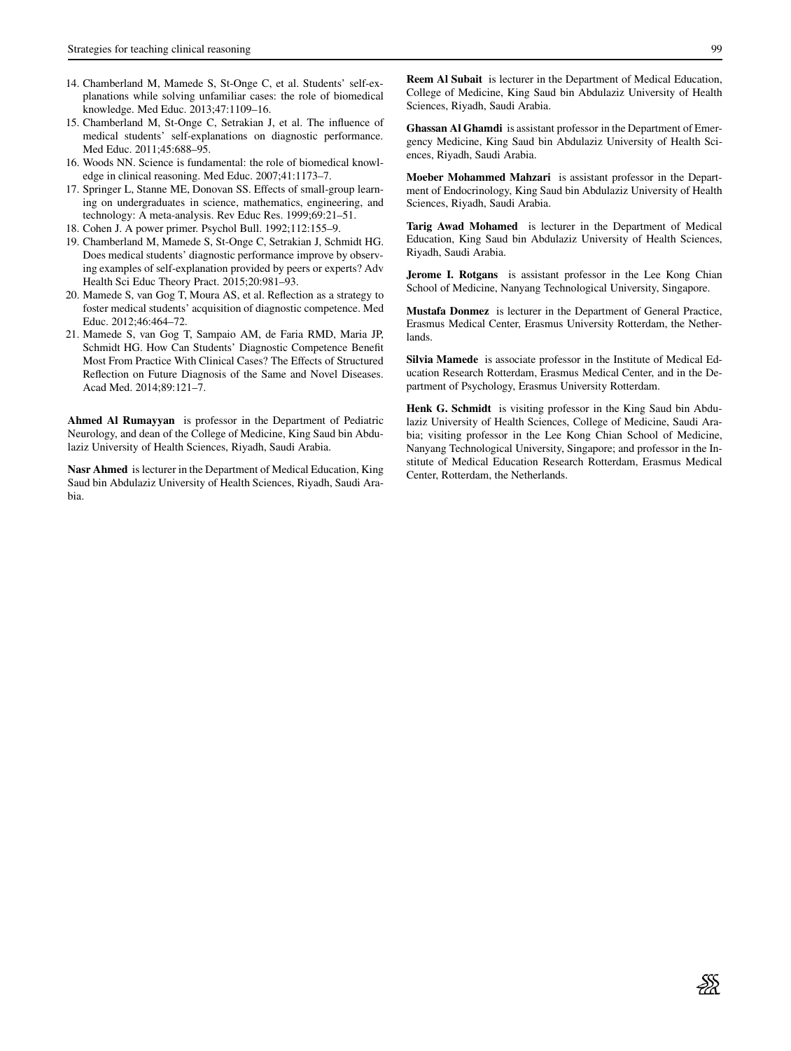14. Chamberland M, Mamede S, St-Onge C, et al. Students' self-explanations while solving unfamiliar cases: the role of biomedical knowledge. Med Educ. 2013;47:1109–16.
15. Chamberland M, St-Onge C, Setrakian J, et al. The influence of medical students' self-explanations on diagnostic performance. Med Educ. 2011;45:688–95.
16. Woods NN. Science is fundamental: the role of biomedical knowledge in clinical reasoning. Med Educ. 2007;41:1173–7.
17. Springer L, Stanne ME, Donovan SS. Effects of small-group learning on undergraduates in science, mathematics, engineering, and technology: A meta-analysis. Rev Educ Res. 1999;69:21–51.
18. Cohen J. A power primer. Psychol Bull. 1992;112:155–9.
19. Chamberland M, Mamede S, St-Onge C, Setrakian J, Schmidt HG. Does medical students' diagnostic performance improve by observing examples of self-explanation provided by peers or experts? Adv Health Sci Educ Theory Pract. 2015;20:981–93.
20. Mamede S, van Gog T, Moura AS, et al. Reflection as a strategy to foster medical students' acquisition of diagnostic competence. Med Educ. 2012;46:464–72.
21. Mamede S, van Gog T, Sampaio AM, de Faria RMD, Maria JP, Schmidt HG. How Can Students' Diagnostic Competence Benefit Most From Practice With Clinical Cases? The Effects of Structured Reflection on Future Diagnosis of the Same and Novel Diseases. Acad Med. 2014;89:121–7.

**Ahmed Al Rumayyan** is professor in the Department of Pediatric Neurology, and dean of the College of Medicine, King Saud bin Abdulaziz University of Health Sciences, Riyadh, Saudi Arabia.

**Nasr Ahmed** is lecturer in the Department of Medical Education, King Saud bin Abdulaziz University of Health Sciences, Riyadh, Saudi Arabia.

**Reem Al Subait** is lecturer in the Department of Medical Education, College of Medicine, King Saud bin Abdulaziz University of Health Sciences, Riyadh, Saudi Arabia.

**Ghassan Al Ghamdi** is assistant professor in the Department of Emergency Medicine, King Saud bin Abdulaziz University of Health Sciences, Riyadh, Saudi Arabia.

**Moeber Mohammed Mahzari** is assistant professor in the Department of Endocrinology, King Saud bin Abdulaziz University of Health Sciences, Riyadh, Saudi Arabia.

**Tarig Awad Mohamed** is lecturer in the Department of Medical Education, King Saud bin Abdulaziz University of Health Sciences, Riyadh, Saudi Arabia.

**Jerome I. Rotgans** is assistant professor in the Lee Kong Chian School of Medicine, Nanyang Technological University, Singapore.

**Mustafa Donmez** is lecturer in the Department of General Practice, Erasmus Medical Center, Erasmus University Rotterdam, the Netherlands.

**Silvia Mamede** is associate professor in the Institute of Medical Education Research Rotterdam, Erasmus Medical Center, and in the Department of Psychology, Erasmus University Rotterdam.

**Henk G. Schmidt** is visiting professor in the King Saud bin Abdulaziz University of Health Sciences, College of Medicine, Saudi Arabia; visiting professor in the Lee Kong Chian School of Medicine, Nanyang Technological University, Singapore; and professor in the Institute of Medical Education Research Rotterdam, Erasmus Medical Center, Rotterdam, the Netherlands.